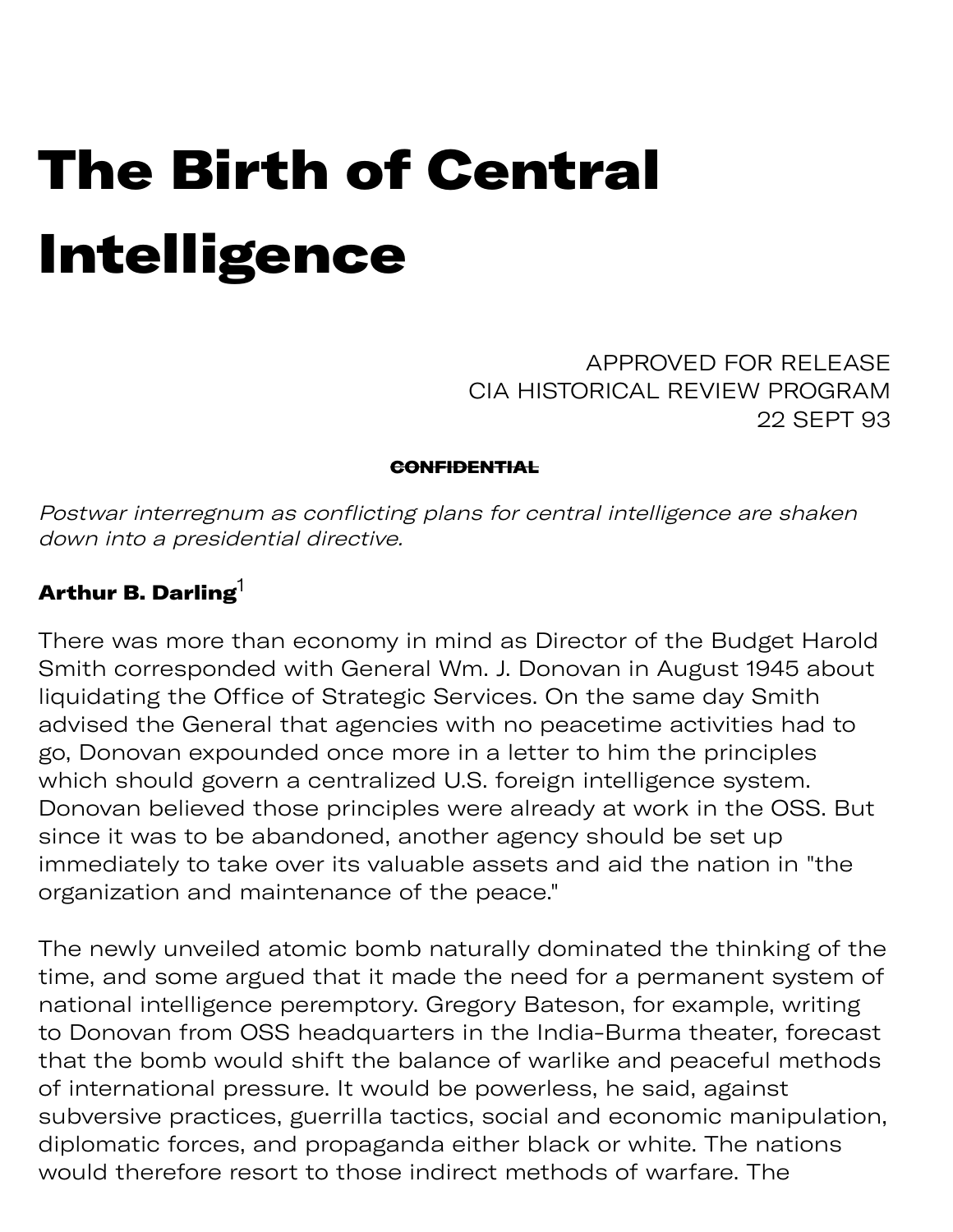# The Birth of Central Intelligence

APPROVED FOR RELEASE
CIA HISTORICAL REVIEW PROGRAM
22 SEPT 93

~~**CONFIDENTIAL**~~

*Postwar interregnum as conflicting plans for central intelligence are shaken down into a presidential directive.*

**Arthur B. Darling**[1]

There was more than economy in mind as Director of the Budget Harold Smith corresponded with General Wm. J. Donovan in August 1945 about liquidating the Office of Strategic Services. On the same day Smith advised the General that agencies with no peacetime activities had to go, Donovan expounded once more in a letter to him the principles which should govern a centralized U.S. foreign intelligence system. Donovan believed those principles were already at work in the OSS. But since it was to be abandoned, another agency should be set up immediately to take over its valuable assets and aid the nation in "the organization and maintenance of the peace."

The newly unveiled atomic bomb naturally dominated the thinking of the time, and some argued that it made the need for a permanent system of national intelligence peremptory. Gregory Bateson, for example, writing to Donovan from OSS headquarters in the India-Burma theater, forecast that the bomb would shift the balance of warlike and peaceful methods of international pressure. It would be powerless, he said, against subversive practices, guerrilla tactics, social and economic manipulation, diplomatic forces, and propaganda either black or white. The nations would therefore resort to those indirect methods of warfare. The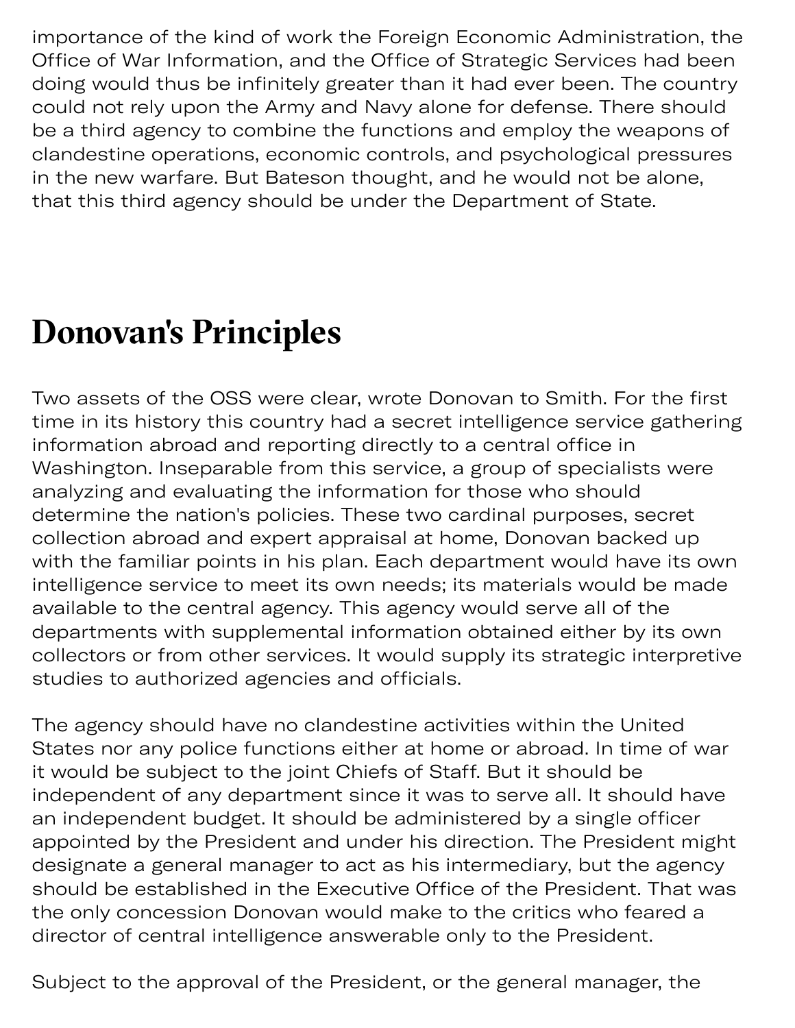importance of the kind of work the Foreign Economic Administration, the Office of War Information, and the Office of Strategic Services had been doing would thus be infinitely greater than it had ever been. The country could not rely upon the Army and Navy alone for defense. There should be a third agency to combine the functions and employ the weapons of clandestine operations, economic controls, and psychological pressures in the new warfare. But Bateson thought, and he would not be alone, that this third agency should be under the Department of State.

## Donovan's Principles

Two assets of the OSS were clear, wrote Donovan to Smith. For the first time in its history this country had a secret intelligence service gathering information abroad and reporting directly to a central office in Washington. Inseparable from this service, a group of specialists were analyzing and evaluating the information for those who should determine the nation's policies. These two cardinal purposes, secret collection abroad and expert appraisal at home, Donovan backed up with the familiar points in his plan. Each department would have its own intelligence service to meet its own needs; its materials would be made available to the central agency. This agency would serve all of the departments with supplemental information obtained either by its own collectors or from other services. It would supply its strategic interpretive studies to authorized agencies and officials.

The agency should have no clandestine activities within the United States nor any police functions either at home or abroad. In time of war it would be subject to the joint Chiefs of Staff. But it should be independent of any department since it was to serve all. It should have an independent budget. It should be administered by a single officer appointed by the President and under his direction. The President might designate a general manager to act as his intermediary, but the agency should be established in the Executive Office of the President. That was the only concession Donovan would make to the critics who feared a director of central intelligence answerable only to the President.

Subject to the approval of the President, or the general manager, the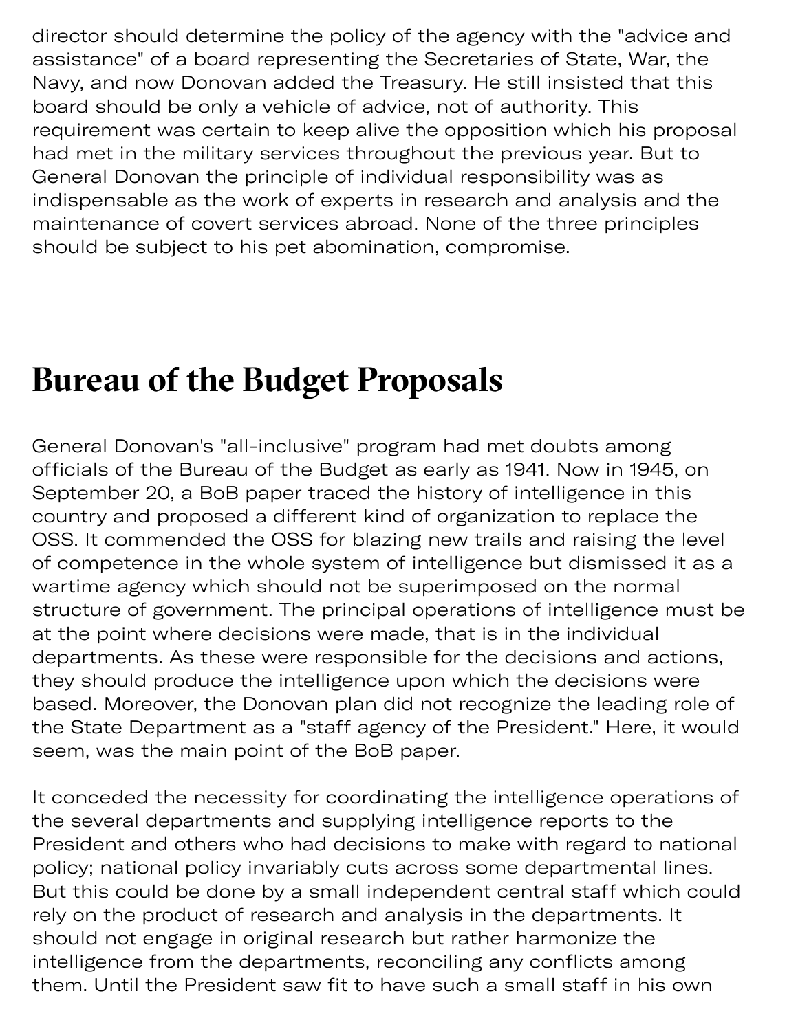director should determine the policy of the agency with the "advice and assistance" of a board representing the Secretaries of State, War, the Navy, and now Donovan added the Treasury. He still insisted that this board should be only a vehicle of advice, not of authority. This requirement was certain to keep alive the opposition which his proposal had met in the military services throughout the previous year. But to General Donovan the principle of individual responsibility was as indispensable as the work of experts in research and analysis and the maintenance of covert services abroad. None of the three principles should be subject to his pet abomination, compromise.

## Bureau of the Budget Proposals

General Donovan's "all-inclusive" program had met doubts among officials of the Bureau of the Budget as early as 1941. Now in 1945, on September 20, a BoB paper traced the history of intelligence in this country and proposed a different kind of organization to replace the OSS. It commended the OSS for blazing new trails and raising the level of competence in the whole system of intelligence but dismissed it as a wartime agency which should not be superimposed on the normal structure of government. The principal operations of intelligence must be at the point where decisions were made, that is in the individual departments. As these were responsible for the decisions and actions, they should produce the intelligence upon which the decisions were based. Moreover, the Donovan plan did not recognize the leading role of the State Department as a "staff agency of the President." Here, it would seem, was the main point of the BoB paper.

It conceded the necessity for coordinating the intelligence operations of the several departments and supplying intelligence reports to the President and others who had decisions to make with regard to national policy; national policy invariably cuts across some departmental lines. But this could be done by a small independent central staff which could rely on the product of research and analysis in the departments. It should not engage in original research but rather harmonize the intelligence from the departments, reconciling any conflicts among them. Until the President saw fit to have such a small staff in his own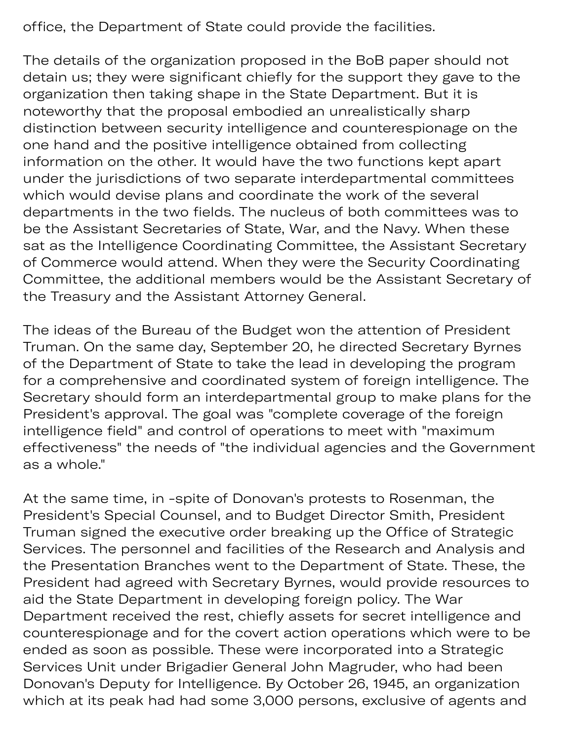office, the Department of State could provide the facilities.

The details of the organization proposed in the BoB paper should not detain us; they were significant chiefly for the support they gave to the organization then taking shape in the State Department. But it is noteworthy that the proposal embodied an unrealistically sharp distinction between security intelligence and counterespionage on the one hand and the positive intelligence obtained from collecting information on the other. It would have the two functions kept apart under the jurisdictions of two separate interdepartmental committees which would devise plans and coordinate the work of the several departments in the two fields. The nucleus of both committees was to be the Assistant Secretaries of State, War, and the Navy. When these sat as the Intelligence Coordinating Committee, the Assistant Secretary of Commerce would attend. When they were the Security Coordinating Committee, the additional members would be the Assistant Secretary of the Treasury and the Assistant Attorney General.

The ideas of the Bureau of the Budget won the attention of President Truman. On the same day, September 20, he directed Secretary Byrnes of the Department of State to take the lead in developing the program for a comprehensive and coordinated system of foreign intelligence. The Secretary should form an interdepartmental group to make plans for the President's approval. The goal was "complete coverage of the foreign intelligence field" and control of operations to meet with "maximum effectiveness" the needs of "the individual agencies and the Government as a whole."

At the same time, in -spite of Donovan's protests to Rosenman, the President's Special Counsel, and to Budget Director Smith, President Truman signed the executive order breaking up the Office of Strategic Services. The personnel and facilities of the Research and Analysis and the Presentation Branches went to the Department of State. These, the President had agreed with Secretary Byrnes, would provide resources to aid the State Department in developing foreign policy. The War Department received the rest, chiefly assets for secret intelligence and counterespionage and for the covert action operations which were to be ended as soon as possible. These were incorporated into a Strategic Services Unit under Brigadier General John Magruder, who had been Donovan's Deputy for Intelligence. By October 26, 1945, an organization which at its peak had had some 3,000 persons, exclusive of agents and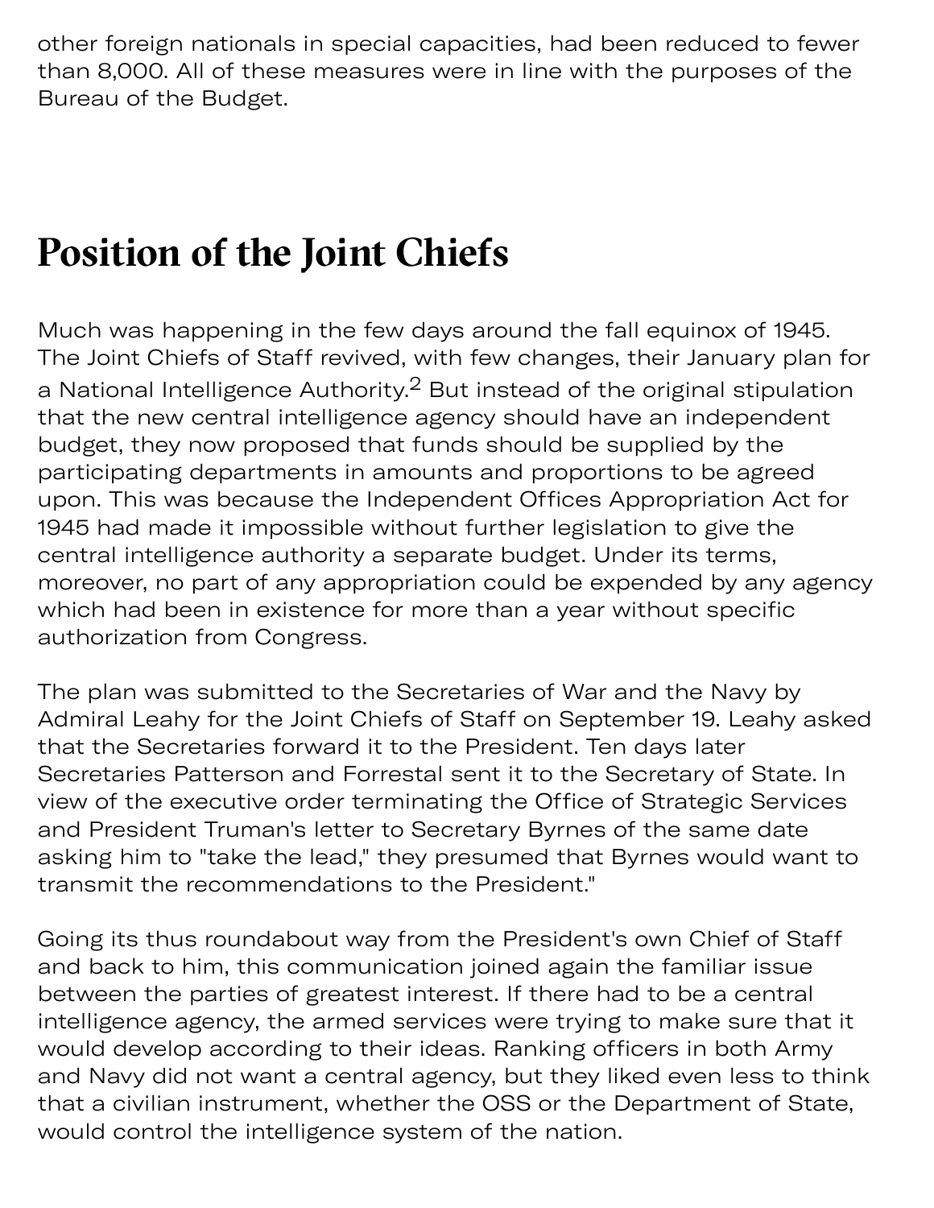other foreign nationals in special capacities, had been reduced to fewer than 8,000. All of these measures were in line with the purposes of the Bureau of the Budget.

## Position of the Joint Chiefs

Much was happening in the few days around the fall equinox of 1945. The Joint Chiefs of Staff revived, with few changes, their January plan for a National Intelligence Authority.[2] But instead of the original stipulation that the new central intelligence agency should have an independent budget, they now proposed that funds should be supplied by the participating departments in amounts and proportions to be agreed upon. This was because the Independent Offices Appropriation Act for 1945 had made it impossible without further legislation to give the central intelligence authority a separate budget. Under its terms, moreover, no part of any appropriation could be expended by any agency which had been in existence for more than a year without specific authorization from Congress.

The plan was submitted to the Secretaries of War and the Navy by Admiral Leahy for the Joint Chiefs of Staff on September 19. Leahy asked that the Secretaries forward it to the President. Ten days later Secretaries Patterson and Forrestal sent it to the Secretary of State. In view of the executive order terminating the Office of Strategic Services and President Truman's letter to Secretary Byrnes of the same date asking him to "take the lead," they presumed that Byrnes would want to transmit the recommendations to the President."

Going its thus roundabout way from the President's own Chief of Staff and back to him, this communication joined again the familiar issue between the parties of greatest interest. If there had to be a central intelligence agency, the armed services were trying to make sure that it would develop according to their ideas. Ranking officers in both Army and Navy did not want a central agency, but they liked even less to think that a civilian instrument, whether the OSS or the Department of State, would control the intelligence system of the nation.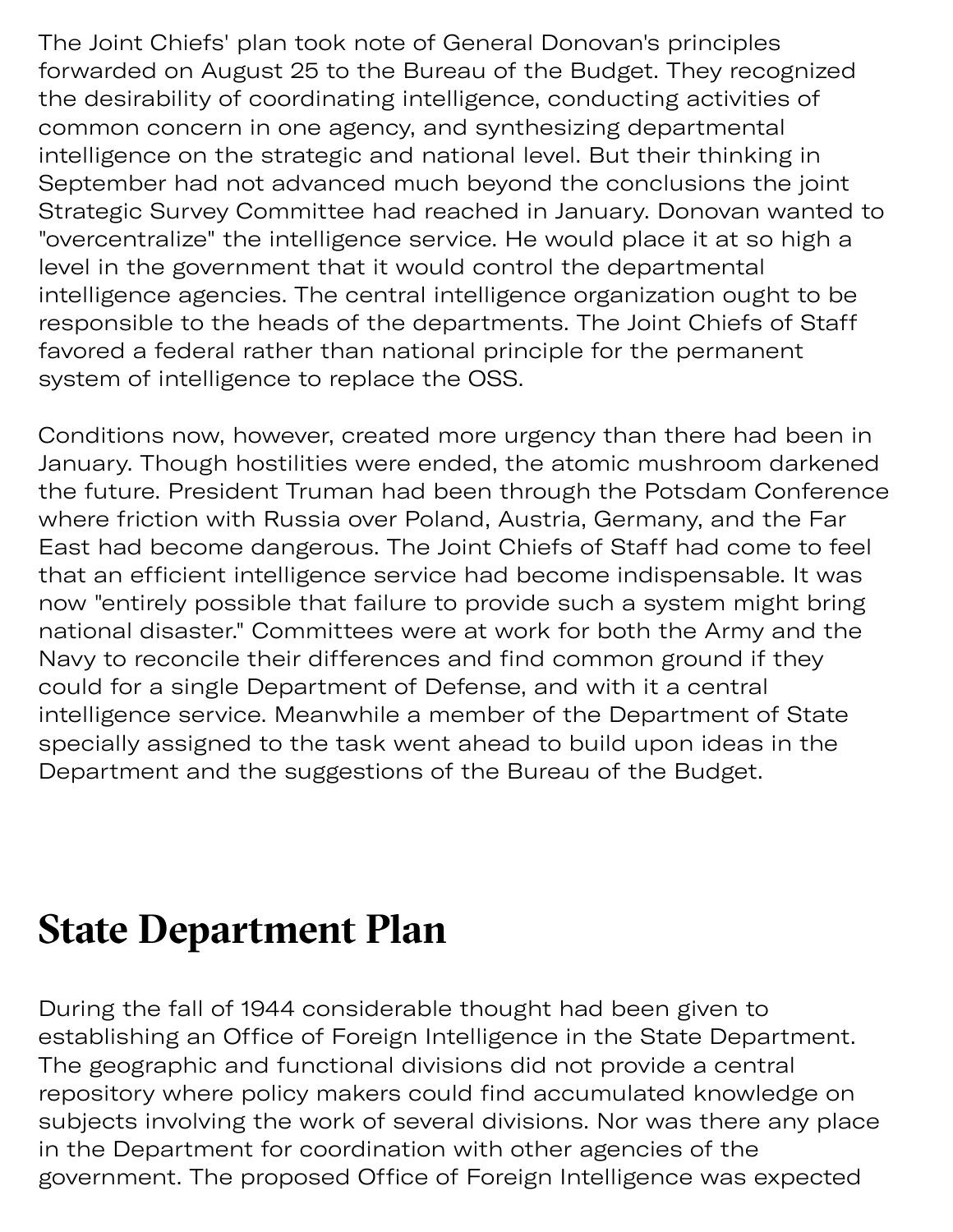The Joint Chiefs' plan took note of General Donovan's principles forwarded on August 25 to the Bureau of the Budget. They recognized the desirability of coordinating intelligence, conducting activities of common concern in one agency, and synthesizing departmental intelligence on the strategic and national level. But their thinking in September had not advanced much beyond the conclusions the joint Strategic Survey Committee had reached in January. Donovan wanted to "overcentralize" the intelligence service. He would place it at so high a level in the government that it would control the departmental intelligence agencies. The central intelligence organization ought to be responsible to the heads of the departments. The Joint Chiefs of Staff favored a federal rather than national principle for the permanent system of intelligence to replace the OSS.

Conditions now, however, created more urgency than there had been in January. Though hostilities were ended, the atomic mushroom darkened the future. President Truman had been through the Potsdam Conference where friction with Russia over Poland, Austria, Germany, and the Far East had become dangerous. The Joint Chiefs of Staff had come to feel that an efficient intelligence service had become indispensable. It was now "entirely possible that failure to provide such a system might bring national disaster." Committees were at work for both the Army and the Navy to reconcile their differences and find common ground if they could for a single Department of Defense, and with it a central intelligence service. Meanwhile a member of the Department of State specially assigned to the task went ahead to build upon ideas in the Department and the suggestions of the Bureau of the Budget.

## State Department Plan

During the fall of 1944 considerable thought had been given to establishing an Office of Foreign Intelligence in the State Department. The geographic and functional divisions did not provide a central repository where policy makers could find accumulated knowledge on subjects involving the work of several divisions. Nor was there any place in the Department for coordination with other agencies of the government. The proposed Office of Foreign Intelligence was expected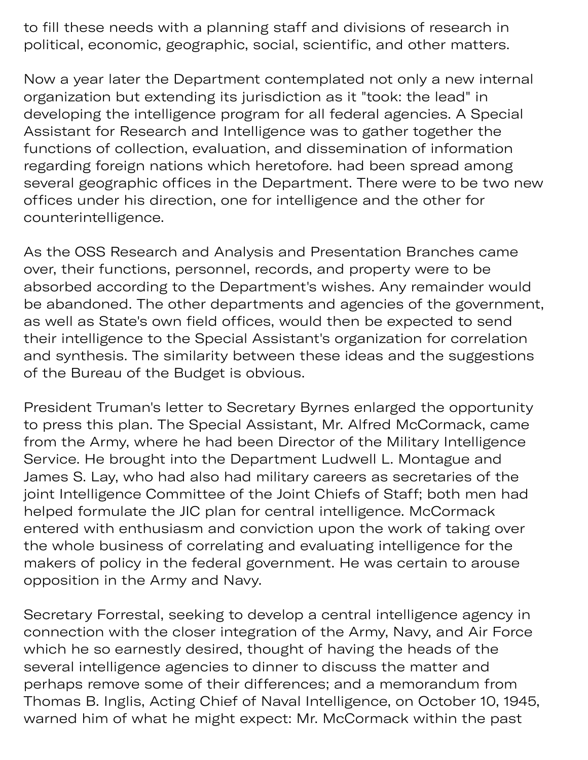to fill these needs with a planning staff and divisions of research in political, economic, geographic, social, scientific, and other matters.

Now a year later the Department contemplated not only a new internal organization but extending its jurisdiction as it "took: the lead" in developing the intelligence program for all federal agencies. A Special Assistant for Research and Intelligence was to gather together the functions of collection, evaluation, and dissemination of information regarding foreign nations which heretofore. had been spread among several geographic offices in the Department. There were to be two new offices under his direction, one for intelligence and the other for counterintelligence.

As the OSS Research and Analysis and Presentation Branches came over, their functions, personnel, records, and property were to be absorbed according to the Department's wishes. Any remainder would be abandoned. The other departments and agencies of the government, as well as State's own field offices, would then be expected to send their intelligence to the Special Assistant's organization for correlation and synthesis. The similarity between these ideas and the suggestions of the Bureau of the Budget is obvious.

President Truman's letter to Secretary Byrnes enlarged the opportunity to press this plan. The Special Assistant, Mr. Alfred McCormack, came from the Army, where he had been Director of the Military Intelligence Service. He brought into the Department Ludwell L. Montague and James S. Lay, who had also had military careers as secretaries of the joint Intelligence Committee of the Joint Chiefs of Staff; both men had helped formulate the JIC plan for central intelligence. McCormack entered with enthusiasm and conviction upon the work of taking over the whole business of correlating and evaluating intelligence for the makers of policy in the federal government. He was certain to arouse opposition in the Army and Navy.

Secretary Forrestal, seeking to develop a central intelligence agency in connection with the closer integration of the Army, Navy, and Air Force which he so earnestly desired, thought of having the heads of the several intelligence agencies to dinner to discuss the matter and perhaps remove some of their differences; and a memorandum from Thomas B. Inglis, Acting Chief of Naval Intelligence, on October 10, 1945, warned him of what he might expect: Mr. McCormack within the past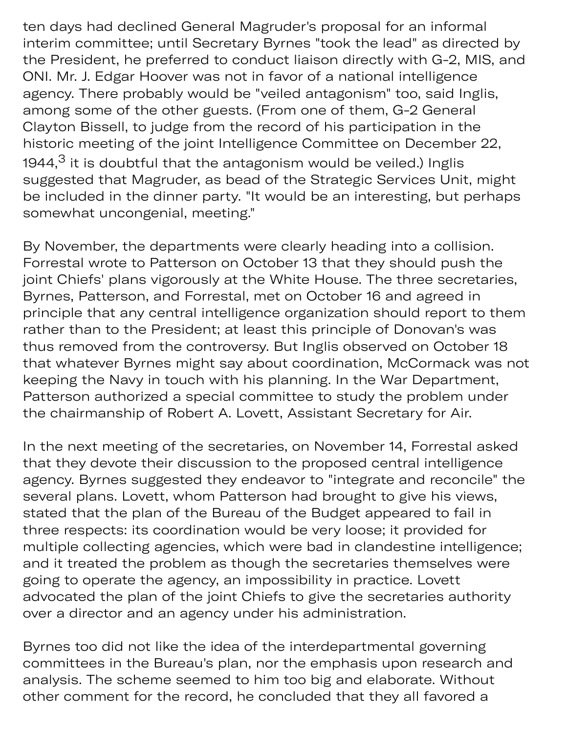ten days had declined General Magruder's proposal for an informal interim committee; until Secretary Byrnes "took the lead" as directed by the President, he preferred to conduct liaison directly with G-2, MIS, and ONI. Mr. J. Edgar Hoover was not in favor of a national intelligence agency. There probably would be "veiled antagonism" too, said Inglis, among some of the other guests. (From one of them, G-2 General Clayton Bissell, to judge from the record of his participation in the historic meeting of the joint Intelligence Committee on December 22, 1944,[3] it is doubtful that the antagonism would be veiled.) Inglis suggested that Magruder, as bead of the Strategic Services Unit, might be included in the dinner party. "It would be an interesting, but perhaps somewhat uncongenial, meeting."

By November, the departments were clearly heading into a collision. Forrestal wrote to Patterson on October 13 that they should push the joint Chiefs' plans vigorously at the White House. The three secretaries, Byrnes, Patterson, and Forrestal, met on October 16 and agreed in principle that any central intelligence organization should report to them rather than to the President; at least this principle of Donovan's was thus removed from the controversy. But Inglis observed on October 18 that whatever Byrnes might say about coordination, McCormack was not keeping the Navy in touch with his planning. In the War Department, Patterson authorized a special committee to study the problem under the chairmanship of Robert A. Lovett, Assistant Secretary for Air.

In the next meeting of the secretaries, on November 14, Forrestal asked that they devote their discussion to the proposed central intelligence agency. Byrnes suggested they endeavor to "integrate and reconcile" the several plans. Lovett, whom Patterson had brought to give his views, stated that the plan of the Bureau of the Budget appeared to fail in three respects: its coordination would be very loose; it provided for multiple collecting agencies, which were bad in clandestine intelligence; and it treated the problem as though the secretaries themselves were going to operate the agency, an impossibility in practice. Lovett advocated the plan of the joint Chiefs to give the secretaries authority over a director and an agency under his administration.

Byrnes too did not like the idea of the interdepartmental governing committees in the Bureau's plan, nor the emphasis upon research and analysis. The scheme seemed to him too big and elaborate. Without other comment for the record, he concluded that they all favored a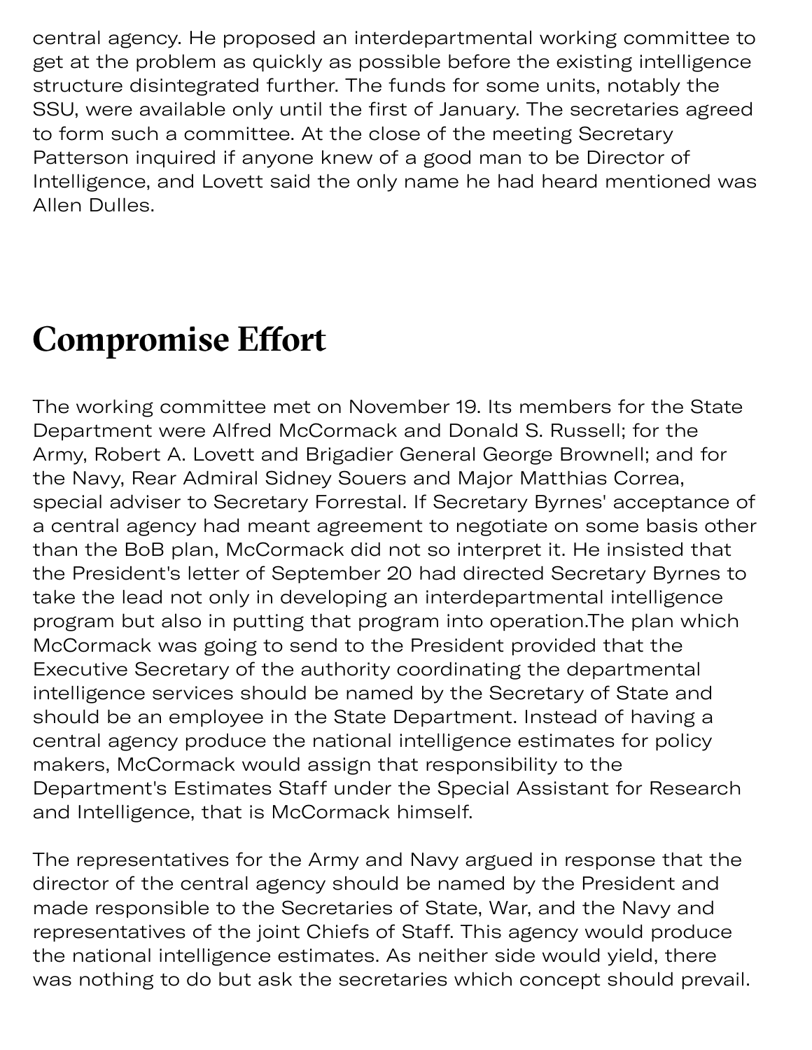central agency. He proposed an interdepartmental working committee to get at the problem as quickly as possible before the existing intelligence structure disintegrated further. The funds for some units, notably the SSU, were available only until the first of January. The secretaries agreed to form such a committee. At the close of the meeting Secretary Patterson inquired if anyone knew of a good man to be Director of Intelligence, and Lovett said the only name he had heard mentioned was Allen Dulles.

## Compromise Effort

The working committee met on November 19. Its members for the State Department were Alfred McCormack and Donald S. Russell; for the Army, Robert A. Lovett and Brigadier General George Brownell; and for the Navy, Rear Admiral Sidney Souers and Major Matthias Correa, special adviser to Secretary Forrestal. If Secretary Byrnes' acceptance of a central agency had meant agreement to negotiate on some basis other than the BoB plan, McCormack did not so interpret it. He insisted that the President's letter of September 20 had directed Secretary Byrnes to take the lead not only in developing an interdepartmental intelligence program but also in putting that program into operation.The plan which McCormack was going to send to the President provided that the Executive Secretary of the authority coordinating the departmental intelligence services should be named by the Secretary of State and should be an employee in the State Department. Instead of having a central agency produce the national intelligence estimates for policy makers, McCormack would assign that responsibility to the Department's Estimates Staff under the Special Assistant for Research and Intelligence, that is McCormack himself.

The representatives for the Army and Navy argued in response that the director of the central agency should be named by the President and made responsible to the Secretaries of State, War, and the Navy and representatives of the joint Chiefs of Staff. This agency would produce the national intelligence estimates. As neither side would yield, there was nothing to do but ask the secretaries which concept should prevail.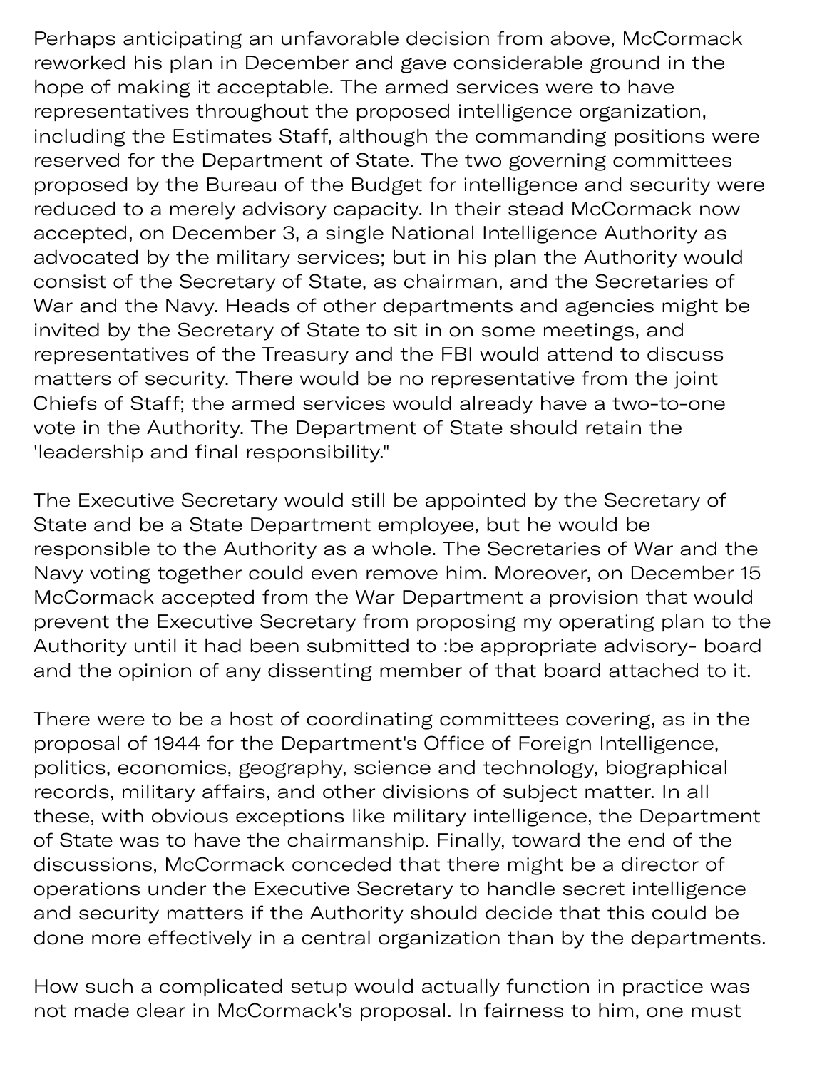Perhaps anticipating an unfavorable decision from above, McCormack reworked his plan in December and gave considerable ground in the hope of making it acceptable. The armed services were to have representatives throughout the proposed intelligence organization, including the Estimates Staff, although the commanding positions were reserved for the Department of State. The two governing committees proposed by the Bureau of the Budget for intelligence and security were reduced to a merely advisory capacity. In their stead McCormack now accepted, on December 3, a single National Intelligence Authority as advocated by the military services; but in his plan the Authority would consist of the Secretary of State, as chairman, and the Secretaries of War and the Navy. Heads of other departments and agencies might be invited by the Secretary of State to sit in on some meetings, and representatives of the Treasury and the FBI would attend to discuss matters of security. There would be no representative from the joint Chiefs of Staff; the armed services would already have a two-to-one vote in the Authority. The Department of State should retain the 'leadership and final responsibility."

The Executive Secretary would still be appointed by the Secretary of State and be a State Department employee, but he would be responsible to the Authority as a whole. The Secretaries of War and the Navy voting together could even remove him. Moreover, on December 15 McCormack accepted from the War Department a provision that would prevent the Executive Secretary from proposing my operating plan to the Authority until it had been submitted to :be appropriate advisory- board and the opinion of any dissenting member of that board attached to it.

There were to be a host of coordinating committees covering, as in the proposal of 1944 for the Department's Office of Foreign Intelligence, politics, economics, geography, science and technology, biographical records, military affairs, and other divisions of subject matter. In all these, with obvious exceptions like military intelligence, the Department of State was to have the chairmanship. Finally, toward the end of the discussions, McCormack conceded that there might be a director of operations under the Executive Secretary to handle secret intelligence and security matters if the Authority should decide that this could be done more effectively in a central organization than by the departments.

How such a complicated setup would actually function in practice was not made clear in McCormack's proposal. In fairness to him, one must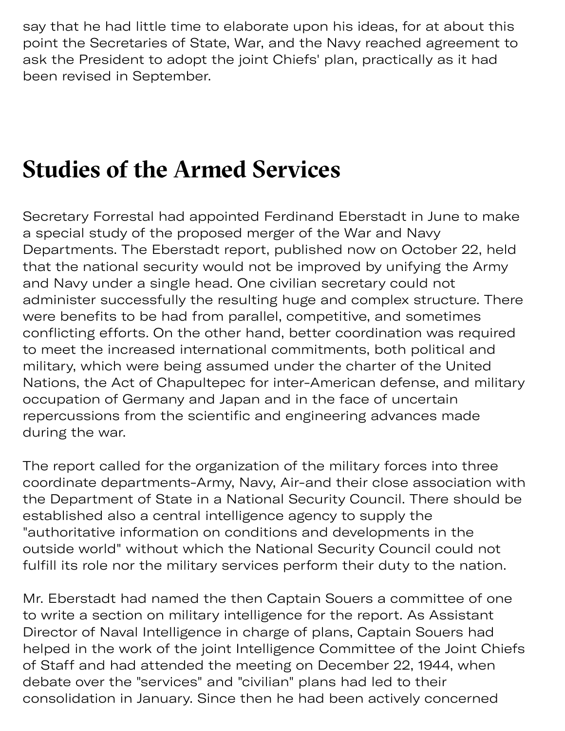say that he had little time to elaborate upon his ideas, for at about this point the Secretaries of State, War, and the Navy reached agreement to ask the President to adopt the joint Chiefs' plan, practically as it had been revised in September.

## Studies of the Armed Services

Secretary Forrestal had appointed Ferdinand Eberstadt in June to make a special study of the proposed merger of the War and Navy Departments. The Eberstadt report, published now on October 22, held that the national security would not be improved by unifying the Army and Navy under a single head. One civilian secretary could not administer successfully the resulting huge and complex structure. There were benefits to be had from parallel, competitive, and sometimes conflicting efforts. On the other hand, better coordination was required to meet the increased international commitments, both political and military, which were being assumed under the charter of the United Nations, the Act of Chapultepec for inter-American defense, and military occupation of Germany and Japan and in the face of uncertain repercussions from the scientific and engineering advances made during the war.

The report called for the organization of the military forces into three coordinate departments-Army, Navy, Air-and their close association with the Department of State in a National Security Council. There should be established also a central intelligence agency to supply the "authoritative information on conditions and developments in the outside world" without which the National Security Council could not fulfill its role nor the military services perform their duty to the nation.

Mr. Eberstadt had named the then Captain Souers a committee of one to write a section on military intelligence for the report. As Assistant Director of Naval Intelligence in charge of plans, Captain Souers had helped in the work of the joint Intelligence Committee of the Joint Chiefs of Staff and had attended the meeting on December 22, 1944, when debate over the "services" and "civilian" plans had led to their consolidation in January. Since then he had been actively concerned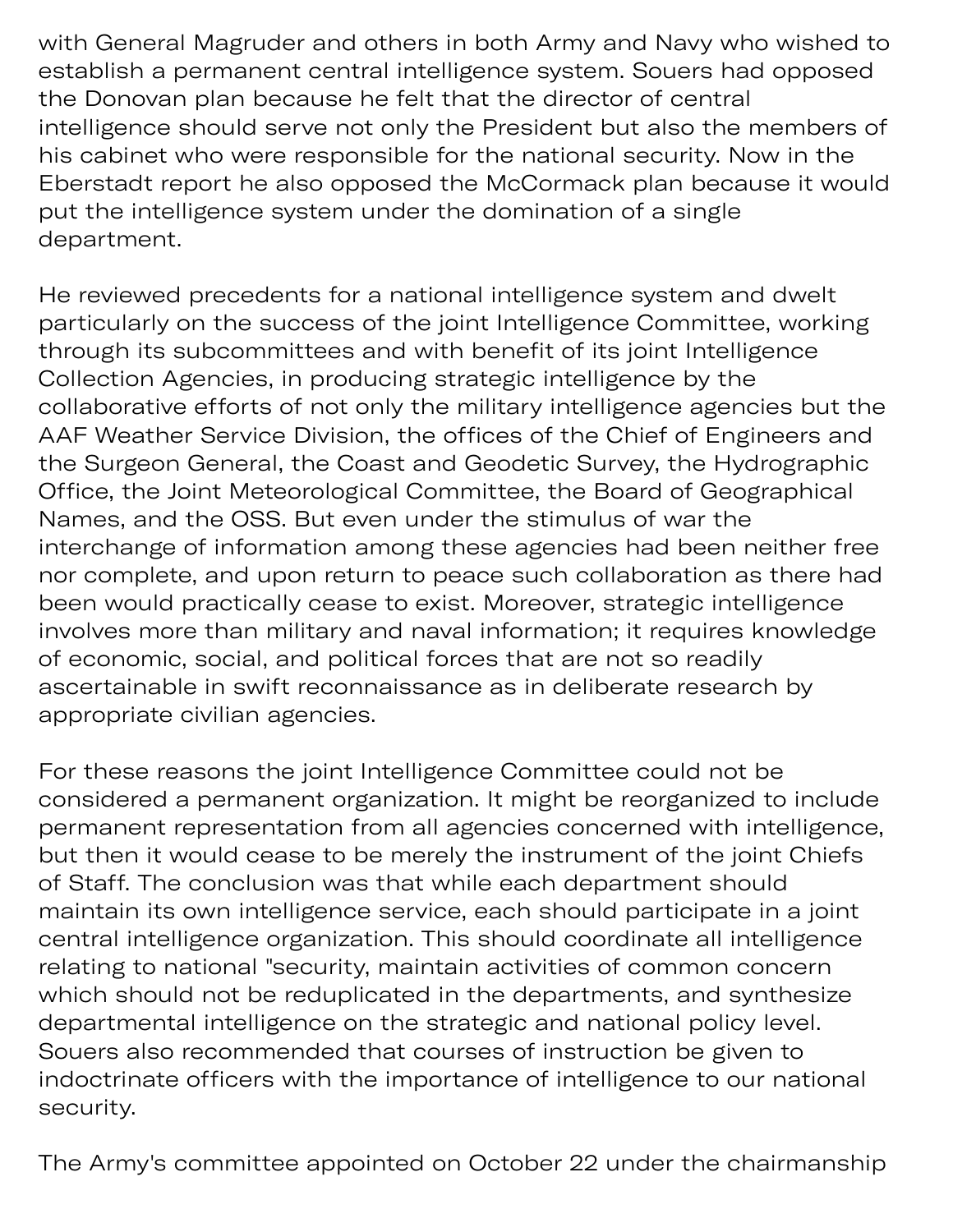with General Magruder and others in both Army and Navy who wished to establish a permanent central intelligence system. Souers had opposed the Donovan plan because he felt that the director of central intelligence should serve not only the President but also the members of his cabinet who were responsible for the national security. Now in the Eberstadt report he also opposed the McCormack plan because it would put the intelligence system under the domination of a single department.

He reviewed precedents for a national intelligence system and dwelt particularly on the success of the joint Intelligence Committee, working through its subcommittees and with benefit of its joint Intelligence Collection Agencies, in producing strategic intelligence by the collaborative efforts of not only the military intelligence agencies but the AAF Weather Service Division, the offices of the Chief of Engineers and the Surgeon General, the Coast and Geodetic Survey, the Hydrographic Office, the Joint Meteorological Committee, the Board of Geographical Names, and the OSS. But even under the stimulus of war the interchange of information among these agencies had been neither free nor complete, and upon return to peace such collaboration as there had been would practically cease to exist. Moreover, strategic intelligence involves more than military and naval information; it requires knowledge of economic, social, and political forces that are not so readily ascertainable in swift reconnaissance as in deliberate research by appropriate civilian agencies.

For these reasons the joint Intelligence Committee could not be considered a permanent organization. It might be reorganized to include permanent representation from all agencies concerned with intelligence, but then it would cease to be merely the instrument of the joint Chiefs of Staff. The conclusion was that while each department should maintain its own intelligence service, each should participate in a joint central intelligence organization. This should coordinate all intelligence relating to national "security, maintain activities of common concern which should not be reduplicated in the departments, and synthesize departmental intelligence on the strategic and national policy level. Souers also recommended that courses of instruction be given to indoctrinate officers with the importance of intelligence to our national security.

The Army's committee appointed on October 22 under the chairmanship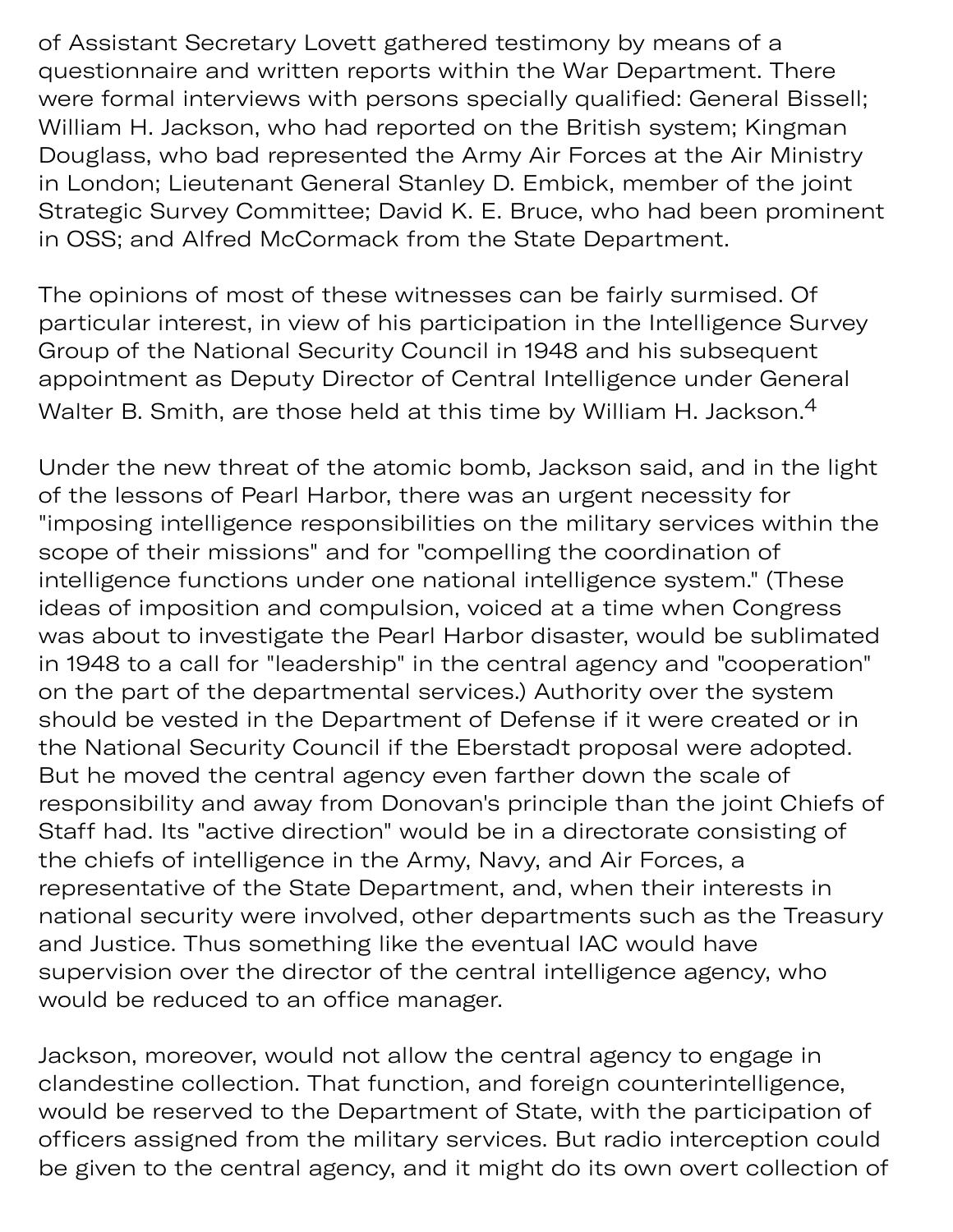of Assistant Secretary Lovett gathered testimony by means of a questionnaire and written reports within the War Department. There were formal interviews with persons specially qualified: General Bissell; William H. Jackson, who had reported on the British system; Kingman Douglass, who bad represented the Army Air Forces at the Air Ministry in London; Lieutenant General Stanley D. Embick, member of the joint Strategic Survey Committee; David K. E. Bruce, who had been prominent in OSS; and Alfred McCormack from the State Department.

The opinions of most of these witnesses can be fairly surmised. Of particular interest, in view of his participation in the Intelligence Survey Group of the National Security Council in 1948 and his subsequent appointment as Deputy Director of Central Intelligence under General Walter B. Smith, are those held at this time by William H. Jackson.[4]

Under the new threat of the atomic bomb, Jackson said, and in the light of the lessons of Pearl Harbor, there was an urgent necessity for "imposing intelligence responsibilities on the military services within the scope of their missions" and for "compelling the coordination of intelligence functions under one national intelligence system." (These ideas of imposition and compulsion, voiced at a time when Congress was about to investigate the Pearl Harbor disaster, would be sublimated in 1948 to a call for "leadership" in the central agency and "cooperation" on the part of the departmental services.) Authority over the system should be vested in the Department of Defense if it were created or in the National Security Council if the Eberstadt proposal were adopted. But he moved the central agency even farther down the scale of responsibility and away from Donovan's principle than the joint Chiefs of Staff had. Its "active direction" would be in a directorate consisting of the chiefs of intelligence in the Army, Navy, and Air Forces, a representative of the State Department, and, when their interests in national security were involved, other departments such as the Treasury and Justice. Thus something like the eventual IAC would have supervision over the director of the central intelligence agency, who would be reduced to an office manager.

Jackson, moreover, would not allow the central agency to engage in clandestine collection. That function, and foreign counterintelligence, would be reserved to the Department of State, with the participation of officers assigned from the military services. But radio interception could be given to the central agency, and it might do its own overt collection of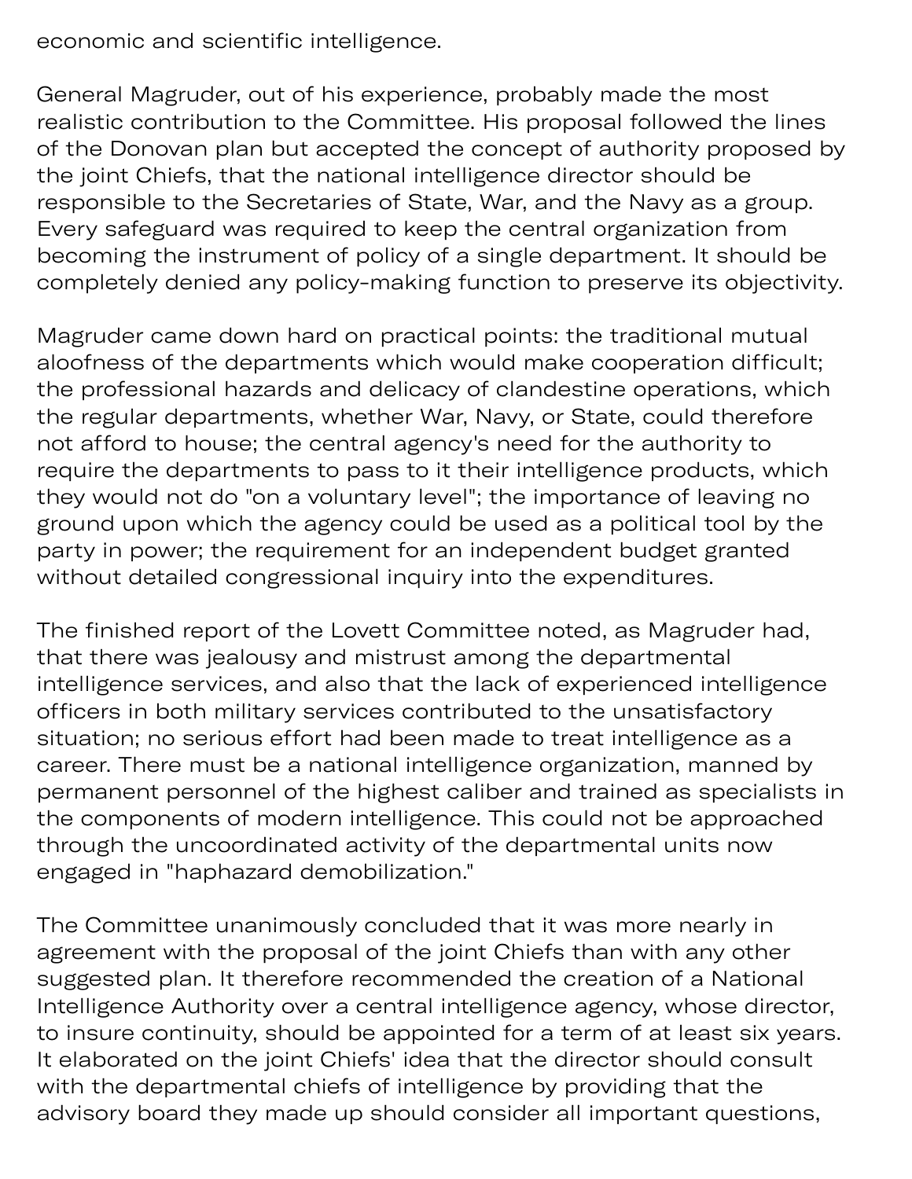economic and scientific intelligence.

General Magruder, out of his experience, probably made the most realistic contribution to the Committee. His proposal followed the lines of the Donovan plan but accepted the concept of authority proposed by the joint Chiefs, that the national intelligence director should be responsible to the Secretaries of State, War, and the Navy as a group. Every safeguard was required to keep the central organization from becoming the instrument of policy of a single department. It should be completely denied any policy-making function to preserve its objectivity.

Magruder came down hard on practical points: the traditional mutual aloofness of the departments which would make cooperation difficult; the professional hazards and delicacy of clandestine operations, which the regular departments, whether War, Navy, or State, could therefore not afford to house; the central agency's need for the authority to require the departments to pass to it their intelligence products, which they would not do "on a voluntary level"; the importance of leaving no ground upon which the agency could be used as a political tool by the party in power; the requirement for an independent budget granted without detailed congressional inquiry into the expenditures.

The finished report of the Lovett Committee noted, as Magruder had, that there was jealousy and mistrust among the departmental intelligence services, and also that the lack of experienced intelligence officers in both military services contributed to the unsatisfactory situation; no serious effort had been made to treat intelligence as a career. There must be a national intelligence organization, manned by permanent personnel of the highest caliber and trained as specialists in the components of modern intelligence. This could not be approached through the uncoordinated activity of the departmental units now engaged in "haphazard demobilization."

The Committee unanimously concluded that it was more nearly in agreement with the proposal of the joint Chiefs than with any other suggested plan. It therefore recommended the creation of a National Intelligence Authority over a central intelligence agency, whose director, to insure continuity, should be appointed for a term of at least six years. It elaborated on the joint Chiefs' idea that the director should consult with the departmental chiefs of intelligence by providing that the advisory board they made up should consider all important questions,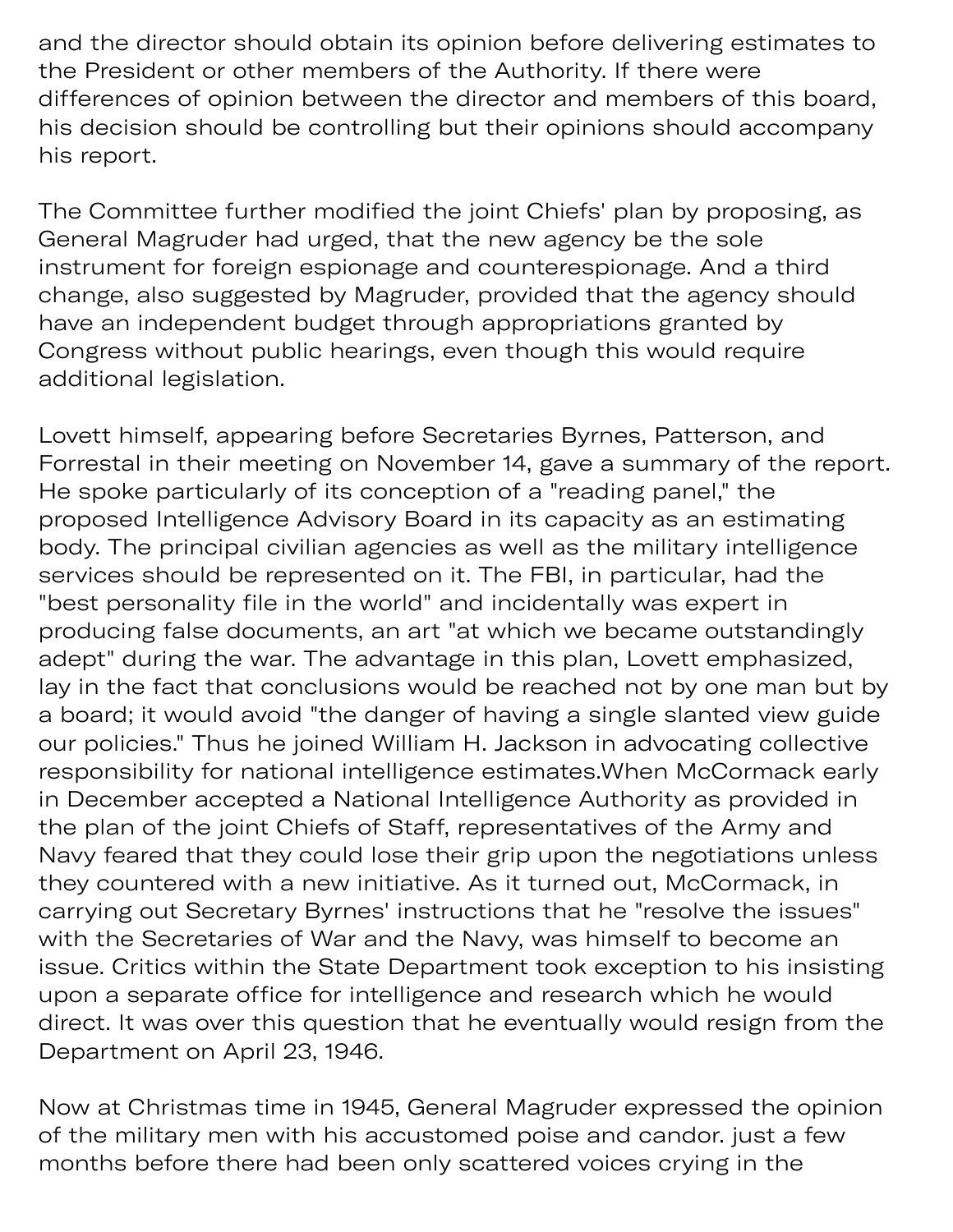and the director should obtain its opinion before delivering estimates to the President or other members of the Authority. If there were differences of opinion between the director and members of this board, his decision should be controlling but their opinions should accompany his report.

The Committee further modified the joint Chiefs' plan by proposing, as General Magruder had urged, that the new agency be the sole instrument for foreign espionage and counterespionage. And a third change, also suggested by Magruder, provided that the agency should have an independent budget through appropriations granted by Congress without public hearings, even though this would require additional legislation.

Lovett himself, appearing before Secretaries Byrnes, Patterson, and Forrestal in their meeting on November 14, gave a summary of the report. He spoke particularly of its conception of a "reading panel," the proposed Intelligence Advisory Board in its capacity as an estimating body. The principal civilian agencies as well as the military intelligence services should be represented on it. The FBI, in particular, had the "best personality file in the world" and incidentally was expert in producing false documents, an art "at which we became outstandingly adept" during the war. The advantage in this plan, Lovett emphasized, lay in the fact that conclusions would be reached not by one man but by a board; it would avoid "the danger of having a single slanted view guide our policies." Thus he joined William H. Jackson in advocating collective responsibility for national intelligence estimates.When McCormack early in December accepted a National Intelligence Authority as provided in the plan of the joint Chiefs of Staff, representatives of the Army and Navy feared that they could lose their grip upon the negotiations unless they countered with a new initiative. As it turned out, McCormack, in carrying out Secretary Byrnes' instructions that he "resolve the issues" with the Secretaries of War and the Navy, was himself to become an issue. Critics within the State Department took exception to his insisting upon a separate office for intelligence and research which he would direct. It was over this question that he eventually would resign from the Department on April 23, 1946.

Now at Christmas time in 1945, General Magruder expressed the opinion of the military men with his accustomed poise and candor. just a few months before there had been only scattered voices crying in the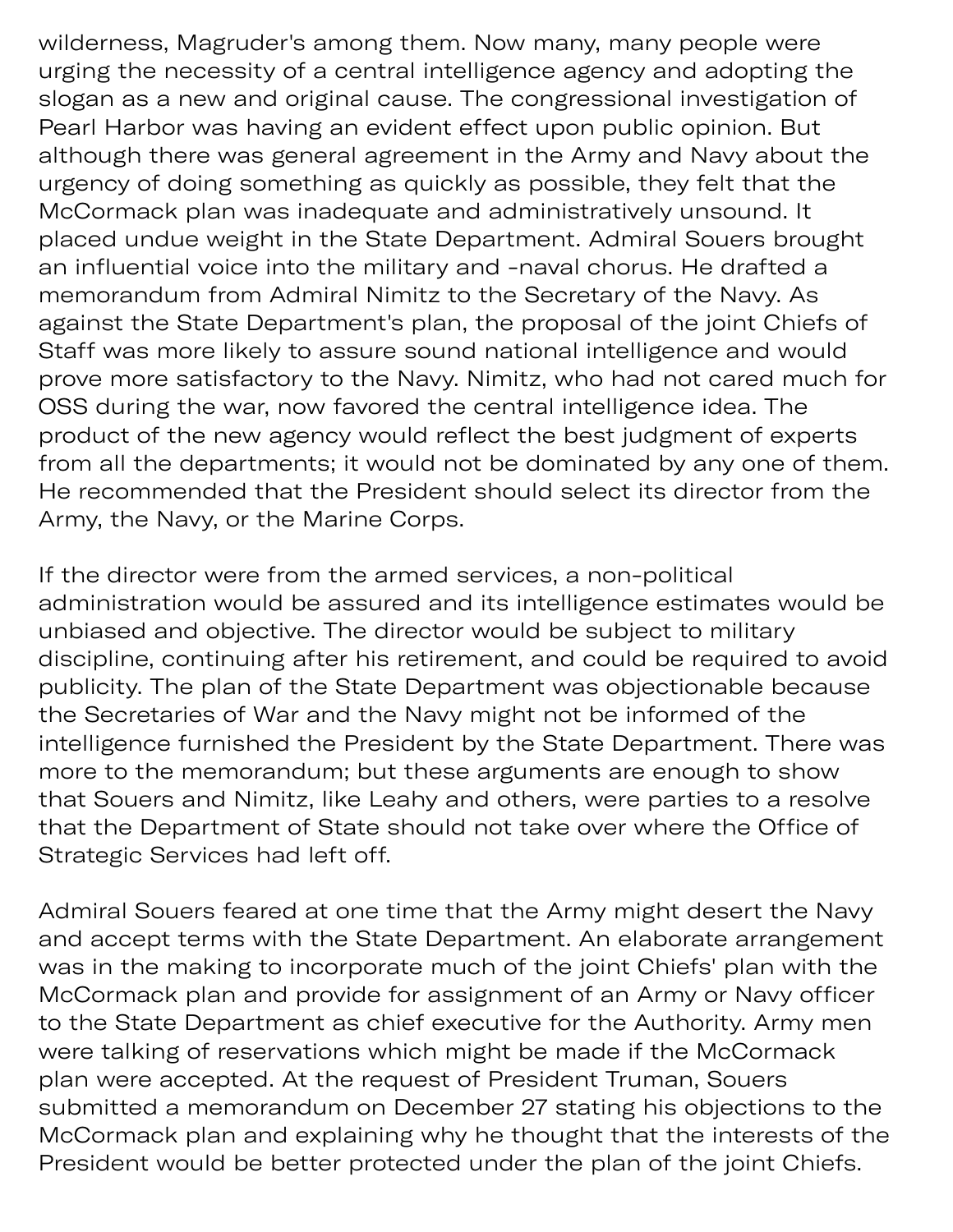wilderness, Magruder's among them. Now many, many people were urging the necessity of a central intelligence agency and adopting the slogan as a new and original cause. The congressional investigation of Pearl Harbor was having an evident effect upon public opinion. But although there was general agreement in the Army and Navy about the urgency of doing something as quickly as possible, they felt that the McCormack plan was inadequate and administratively unsound. It placed undue weight in the State Department. Admiral Souers brought an influential voice into the military and -naval chorus. He drafted a memorandum from Admiral Nimitz to the Secretary of the Navy. As against the State Department's plan, the proposal of the joint Chiefs of Staff was more likely to assure sound national intelligence and would prove more satisfactory to the Navy. Nimitz, who had not cared much for OSS during the war, now favored the central intelligence idea. The product of the new agency would reflect the best judgment of experts from all the departments; it would not be dominated by any one of them. He recommended that the President should select its director from the Army, the Navy, or the Marine Corps.

If the director were from the armed services, a non-political administration would be assured and its intelligence estimates would be unbiased and objective. The director would be subject to military discipline, continuing after his retirement, and could be required to avoid publicity. The plan of the State Department was objectionable because the Secretaries of War and the Navy might not be informed of the intelligence furnished the President by the State Department. There was more to the memorandum; but these arguments are enough to show that Souers and Nimitz, like Leahy and others, were parties to a resolve that the Department of State should not take over where the Office of Strategic Services had left off.

Admiral Souers feared at one time that the Army might desert the Navy and accept terms with the State Department. An elaborate arrangement was in the making to incorporate much of the joint Chiefs' plan with the McCormack plan and provide for assignment of an Army or Navy officer to the State Department as chief executive for the Authority. Army men were talking of reservations which might be made if the McCormack plan were accepted. At the request of President Truman, Souers submitted a memorandum on December 27 stating his objections to the McCormack plan and explaining why he thought that the interests of the President would be better protected under the plan of the joint Chiefs.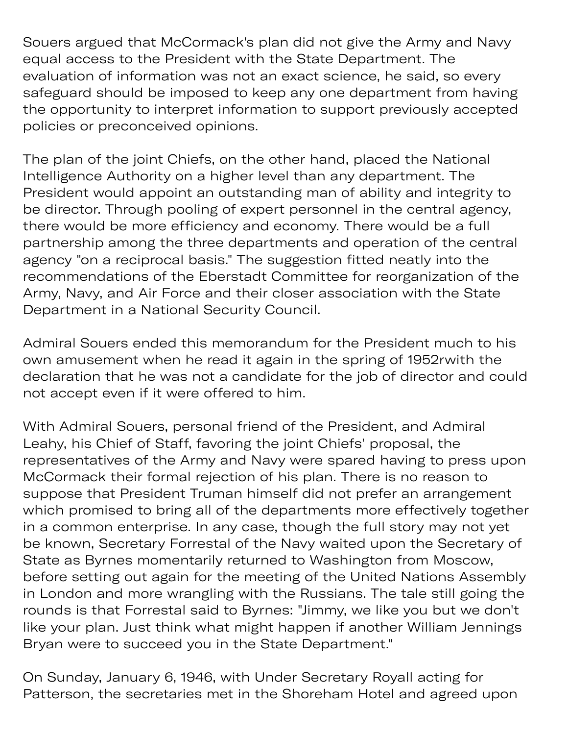Souers argued that McCormack's plan did not give the Army and Navy equal access to the President with the State Department. The evaluation of information was not an exact science, he said, so every safeguard should be imposed to keep any one department from having the opportunity to interpret information to support previously accepted policies or preconceived opinions.

The plan of the joint Chiefs, on the other hand, placed the National Intelligence Authority on a higher level than any department. The President would appoint an outstanding man of ability and integrity to be director. Through pooling of expert personnel in the central agency, there would be more efficiency and economy. There would be a full partnership among the three departments and operation of the central agency "on a reciprocal basis." The suggestion fitted neatly into the recommendations of the Eberstadt Committee for reorganization of the Army, Navy, and Air Force and their closer association with the State Department in a National Security Council.

Admiral Souers ended this memorandum for the President much to his own amusement when he read it again in the spring of 1952rwith the declaration that he was not a candidate for the job of director and could not accept even if it were offered to him.

With Admiral Souers, personal friend of the President, and Admiral Leahy, his Chief of Staff, favoring the joint Chiefs' proposal, the representatives of the Army and Navy were spared having to press upon McCormack their formal rejection of his plan. There is no reason to suppose that President Truman himself did not prefer an arrangement which promised to bring all of the departments more effectively together in a common enterprise. In any case, though the full story may not yet be known, Secretary Forrestal of the Navy waited upon the Secretary of State as Byrnes momentarily returned to Washington from Moscow, before setting out again for the meeting of the United Nations Assembly in London and more wrangling with the Russians. The tale still going the rounds is that Forrestal said to Byrnes: "Jimmy, we like you but we don't like your plan. Just think what might happen if another William Jennings Bryan were to succeed you in the State Department."

On Sunday, January 6, 1946, with Under Secretary Royall acting for Patterson, the secretaries met in the Shoreham Hotel and agreed upon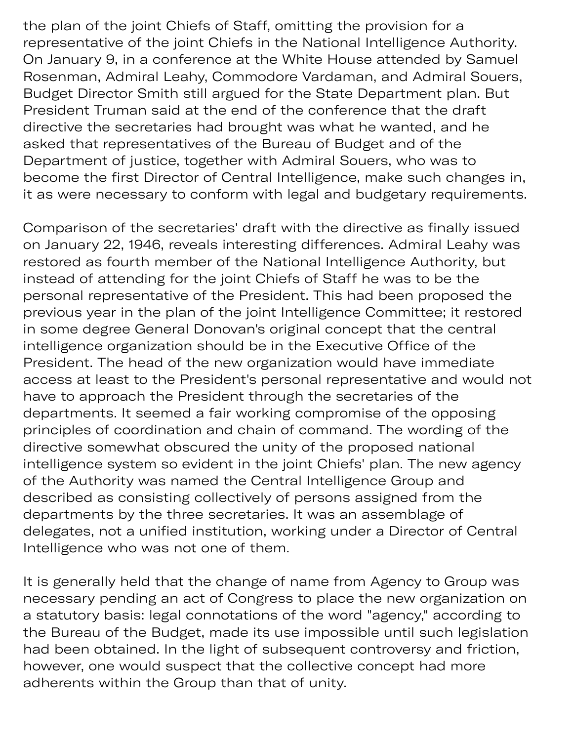the plan of the joint Chiefs of Staff, omitting the provision for a representative of the joint Chiefs in the National Intelligence Authority. On January 9, in a conference at the White House attended by Samuel Rosenman, Admiral Leahy, Commodore Vardaman, and Admiral Souers, Budget Director Smith still argued for the State Department plan. But President Truman said at the end of the conference that the draft directive the secretaries had brought was what he wanted, and he asked that representatives of the Bureau of Budget and of the Department of justice, together with Admiral Souers, who was to become the first Director of Central Intelligence, make such changes in, it as were necessary to conform with legal and budgetary requirements.

Comparison of the secretaries' draft with the directive as finally issued on January 22, 1946, reveals interesting differences. Admiral Leahy was restored as fourth member of the National Intelligence Authority, but instead of attending for the joint Chiefs of Staff he was to be the personal representative of the President. This had been proposed the previous year in the plan of the joint Intelligence Committee; it restored in some degree General Donovan's original concept that the central intelligence organization should be in the Executive Office of the President. The head of the new organization would have immediate access at least to the President's personal representative and would not have to approach the President through the secretaries of the departments. It seemed a fair working compromise of the opposing principles of coordination and chain of command. The wording of the directive somewhat obscured the unity of the proposed national intelligence system so evident in the joint Chiefs' plan. The new agency of the Authority was named the Central Intelligence Group and described as consisting collectively of persons assigned from the departments by the three secretaries. It was an assemblage of delegates, not a unified institution, working under a Director of Central Intelligence who was not one of them.

It is generally held that the change of name from Agency to Group was necessary pending an act of Congress to place the new organization on a statutory basis: legal connotations of the word "agency," according to the Bureau of the Budget, made its use impossible until such legislation had been obtained. In the light of subsequent controversy and friction, however, one would suspect that the collective concept had more adherents within the Group than that of unity.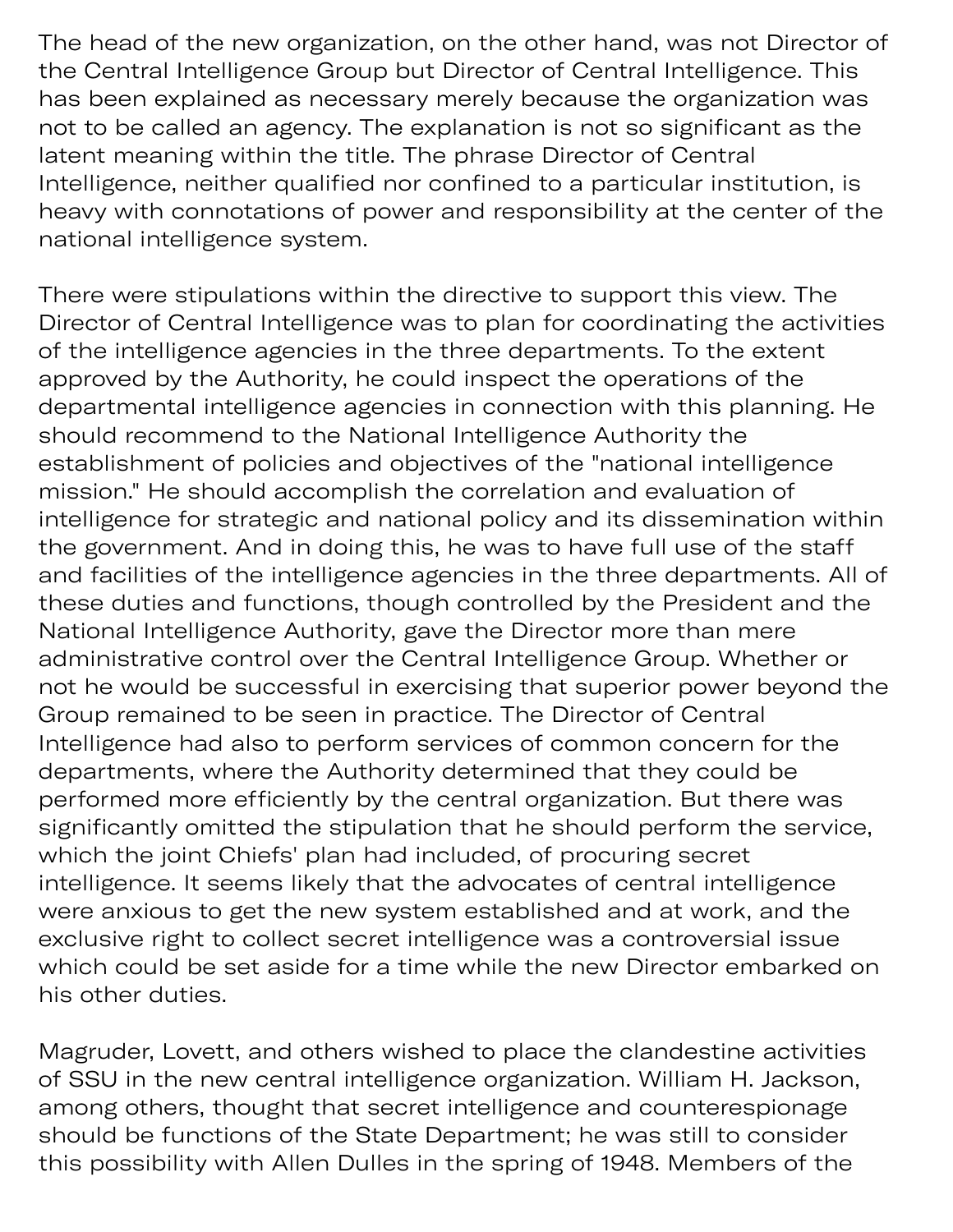The head of the new organization, on the other hand, was not Director of the Central Intelligence Group but Director of Central Intelligence. This has been explained as necessary merely because the organization was not to be called an agency. The explanation is not so significant as the latent meaning within the title. The phrase Director of Central Intelligence, neither qualified nor confined to a particular institution, is heavy with connotations of power and responsibility at the center of the national intelligence system.

There were stipulations within the directive to support this view. The Director of Central Intelligence was to plan for coordinating the activities of the intelligence agencies in the three departments. To the extent approved by the Authority, he could inspect the operations of the departmental intelligence agencies in connection with this planning. He should recommend to the National Intelligence Authority the establishment of policies and objectives of the "national intelligence mission." He should accomplish the correlation and evaluation of intelligence for strategic and national policy and its dissemination within the government. And in doing this, he was to have full use of the staff and facilities of the intelligence agencies in the three departments. All of these duties and functions, though controlled by the President and the National Intelligence Authority, gave the Director more than mere administrative control over the Central Intelligence Group. Whether or not he would be successful in exercising that superior power beyond the Group remained to be seen in practice. The Director of Central Intelligence had also to perform services of common concern for the departments, where the Authority determined that they could be performed more efficiently by the central organization. But there was significantly omitted the stipulation that he should perform the service, which the joint Chiefs' plan had included, of procuring secret intelligence. It seems likely that the advocates of central intelligence were anxious to get the new system established and at work, and the exclusive right to collect secret intelligence was a controversial issue which could be set aside for a time while the new Director embarked on his other duties.

Magruder, Lovett, and others wished to place the clandestine activities of SSU in the new central intelligence organization. William H. Jackson, among others, thought that secret intelligence and counterespionage should be functions of the State Department; he was still to consider this possibility with Allen Dulles in the spring of 1948. Members of the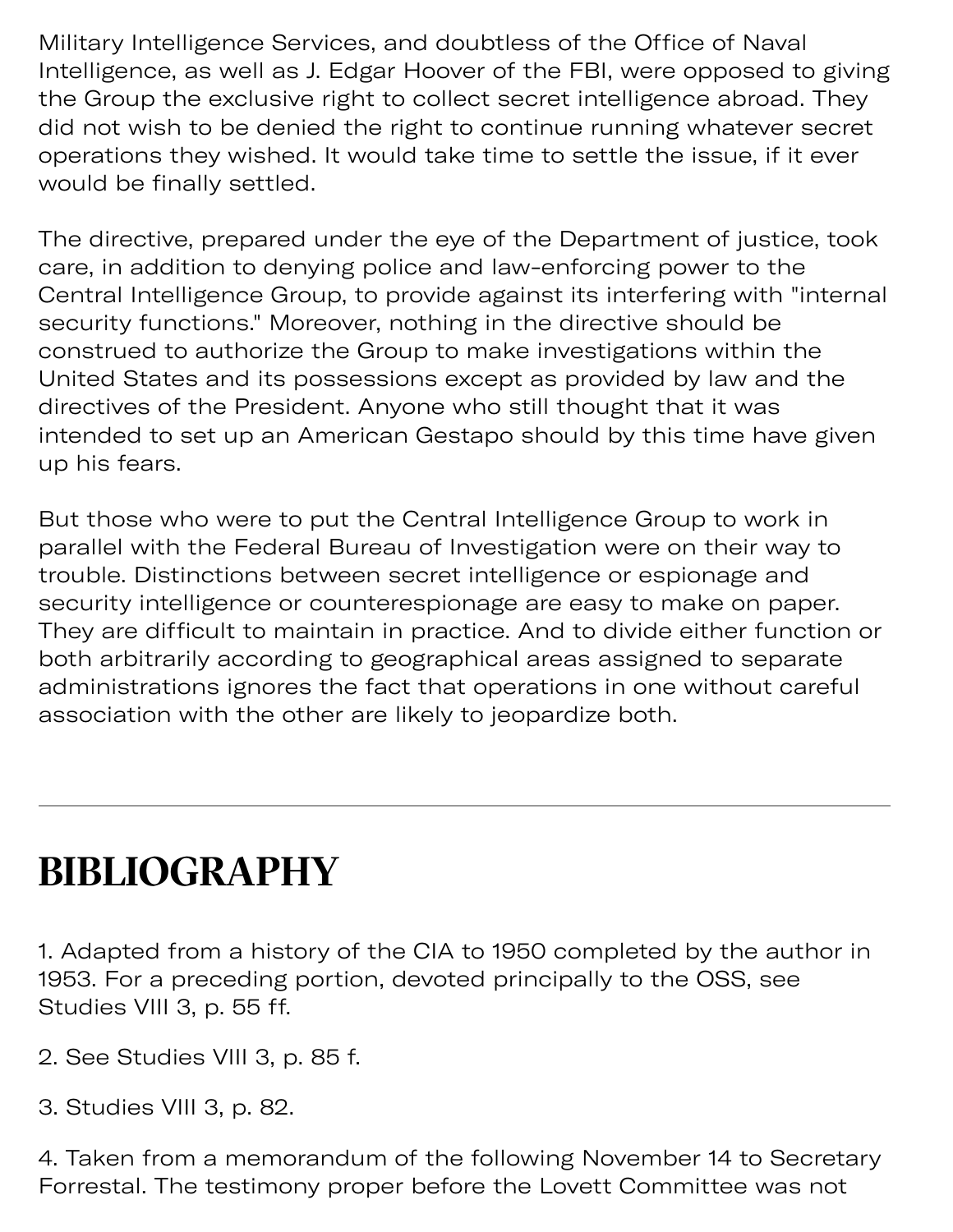Military Intelligence Services, and doubtless of the Office of Naval Intelligence, as well as J. Edgar Hoover of the FBI, were opposed to giving the Group the exclusive right to collect secret intelligence abroad. They did not wish to be denied the right to continue running whatever secret operations they wished. It would take time to settle the issue, if it ever would be finally settled.

The directive, prepared under the eye of the Department of justice, took care, in addition to denying police and law-enforcing power to the Central Intelligence Group, to provide against its interfering with "internal security functions." Moreover, nothing in the directive should be construed to authorize the Group to make investigations within the United States and its possessions except as provided by law and the directives of the President. Anyone who still thought that it was intended to set up an American Gestapo should by this time have given up his fears.

But those who were to put the Central Intelligence Group to work in parallel with the Federal Bureau of Investigation were on their way to trouble. Distinctions between secret intelligence or espionage and security intelligence or counterespionage are easy to make on paper. They are difficult to maintain in practice. And to divide either function or both arbitrarily according to geographical areas assigned to separate administrations ignores the fact that operations in one without careful association with the other are likely to jeopardize both.

---

# BIBLIOGRAPHY

1. Adapted from a history of the CIA to 1950 completed by the author in 1953. For a preceding portion, devoted principally to the OSS, see Studies VIII 3, p. 55 ff.

2. See Studies VIII 3, p. 85 f.

3. Studies VIII 3, p. 82.

4. Taken from a memorandum of the following November 14 to Secretary Forrestal. The testimony proper before the Lovett Committee was not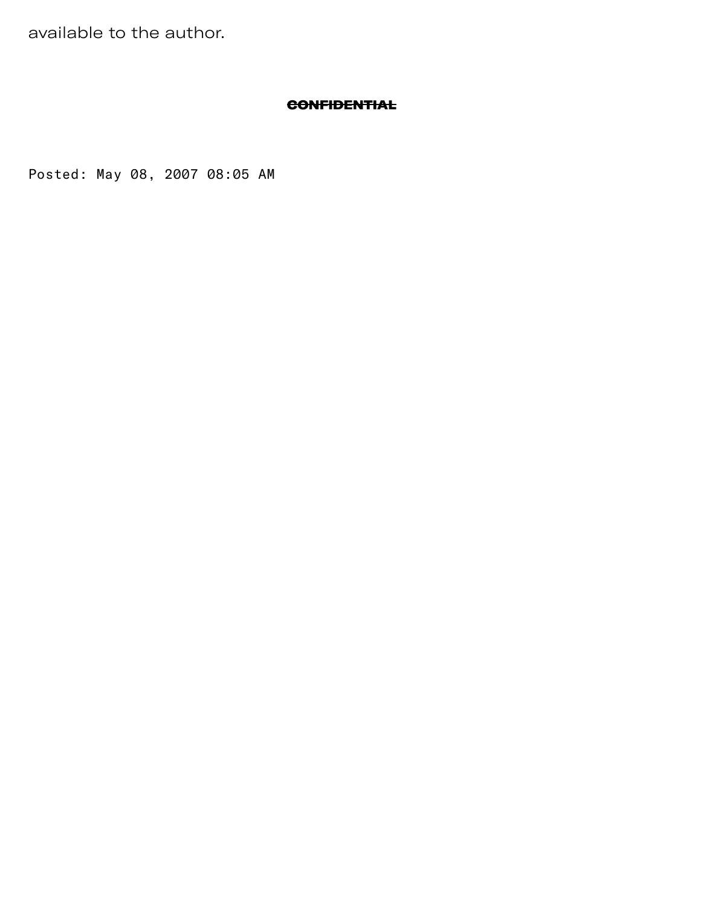available to the author.

~~**CONFIDENTIAL**~~

Posted: May 08, 2007 08:05 AM